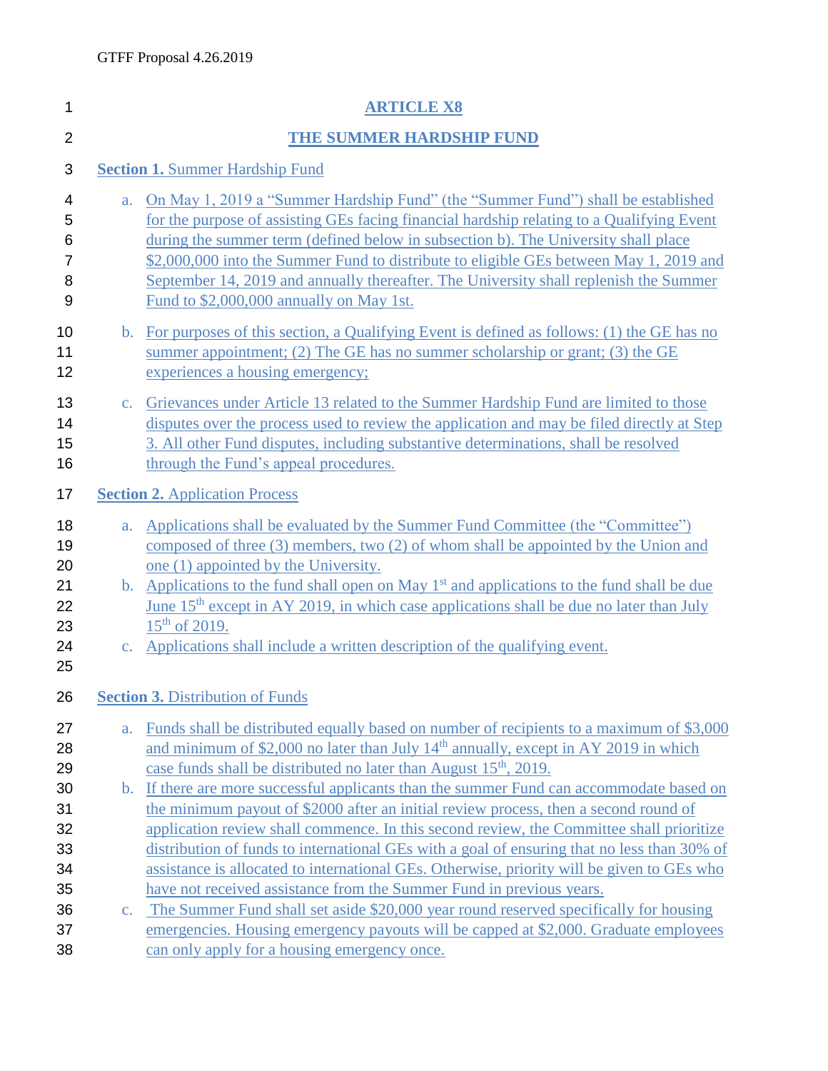GTFF Proposal 4.26.2019

# ARTICLE X8

## THE SUMMER HARDSHIP FUND

**Section 1.** Summer Hardship Fund

a. On May 1, 2019 a "Summer Hardship Fund" (the "Summer Fund") shall be established for the purpose of assisting GEs facing financial hardship relating to a Qualifying Event during the summer term (defined below in subsection b). The University shall place $2,000,000 into the Summer Fund to distribute to eligible GEs between May 1, 2019 and September 14, 2019 and annually thereafter. The University shall replenish the Summer Fund to $2,000,000 annually on May 1st.

b. For purposes of this section, a Qualifying Event is defined as follows: (1) the GE has no summer appointment; (2) The GE has no summer scholarship or grant; (3) the GE experiences a housing emergency;

c. Grievances under Article 13 related to the Summer Hardship Fund are limited to those disputes over the process used to review the application and may be filed directly at Step 3. All other Fund disputes, including substantive determinations, shall be resolved through the Fund's appeal procedures.

**Section 2.** Application Process

a. Applications shall be evaluated by the Summer Fund Committee (the "Committee") composed of three (3) members, two (2) of whom shall be appointed by the Union and one (1) appointed by the University.

b. Applications to the fund shall open on May 1st and applications to the fund shall be due June 15th except in AY 2019, in which case applications shall be due no later than July 15th of 2019.

c. Applications shall include a written description of the qualifying event.

**Section 3.** Distribution of Funds

a. Funds shall be distributed equally based on number of recipients to a maximum of $3,000 and minimum of $2,000 no later than July 14th annually, except in AY 2019 in which case funds shall be distributed no later than August 15th, 2019.

b. If there are more successful applicants than the summer Fund can accommodate based on the minimum payout of $2000 after an initial review process, then a second round of application review shall commence. In this second review, the Committee shall prioritize distribution of funds to international GEs with a goal of ensuring that no less than 30% of assistance is allocated to international GEs. Otherwise, priority will be given to GEs who have not received assistance from the Summer Fund in previous years.

c. The Summer Fund shall set aside $20,000 year round reserved specifically for housing emergencies. Housing emergency payouts will be capped at $2,000. Graduate employees can only apply for a housing emergency once.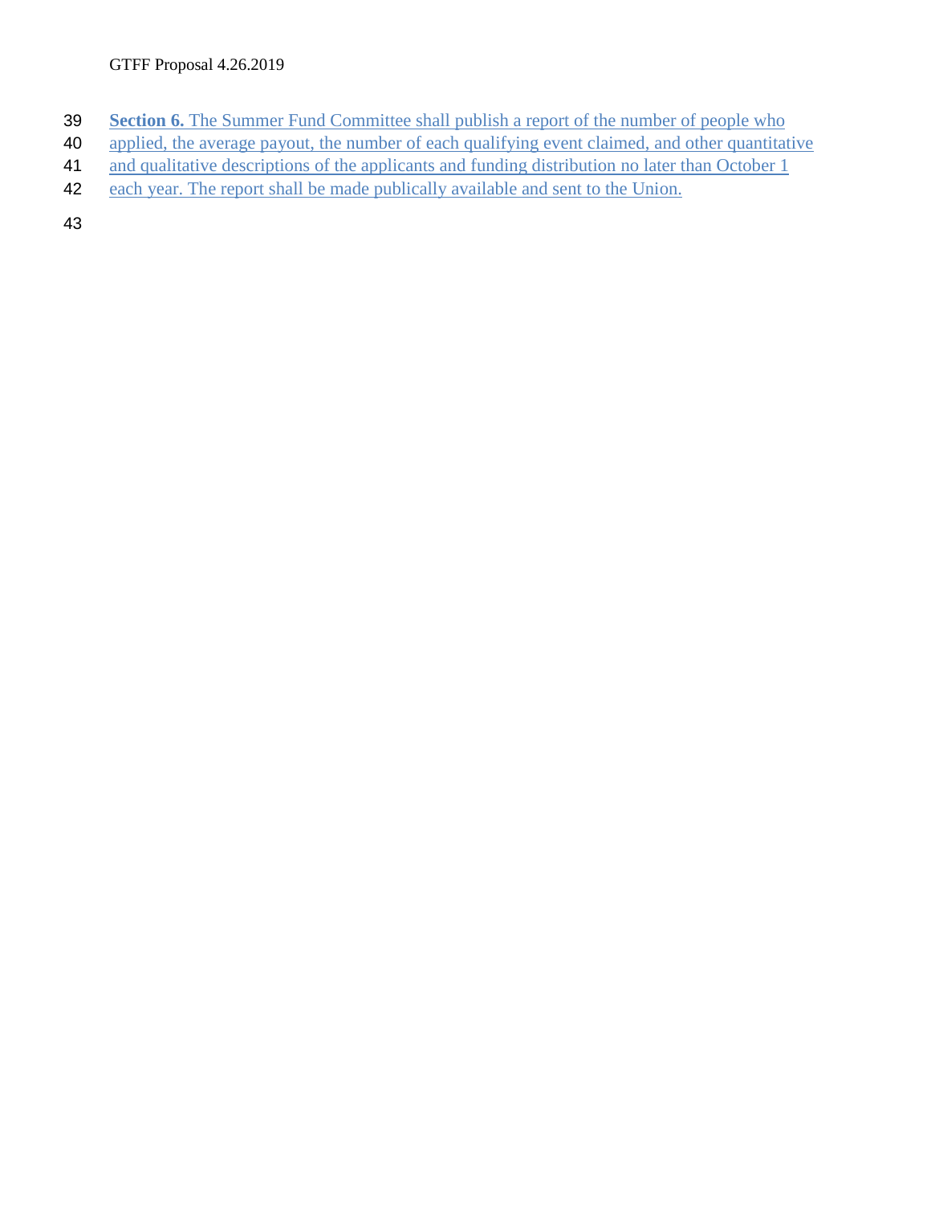**Section 6.** The Summer Fund Committee shall publish a report of the number of people who applied, the average payout, the number of each qualifying event claimed, and other quantitative and qualitative descriptions of the applicants and funding distribution no later than October 1 each year. The report shall be made publically available and sent to the Union.